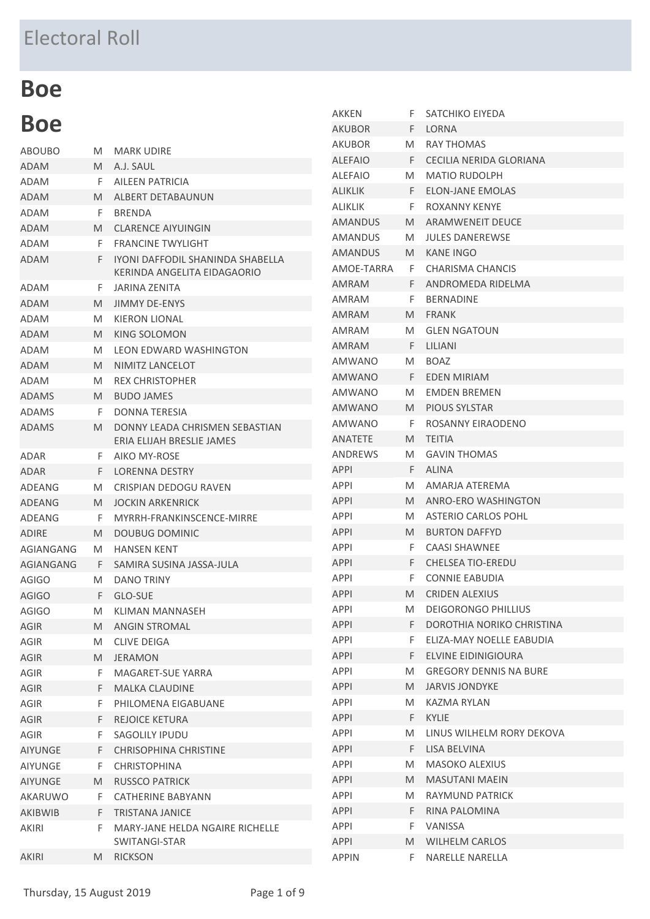# Electoral Roll

# Boe

## Boe

| Surname | Sex | Given Names |
|---|---|---|
| ABOUBO | M | MARK UDIRE |
| ADAM | M | A.J. SAUL |
| ADAM | F | AILEEN PATRICIA |
| ADAM | M | ALBERT DETABAUNUN |
| ADAM | F | BRENDA |
| ADAM | M | CLARENCE AIYUINGIN |
| ADAM | F | FRANCINE TWYLIGHT |
| ADAM | F | IYONI DAFFODIL SHANINDA SHABELLA KERINDA ANGELITA EIDAGAORIO |
| ADAM | F | JARINA ZENITA |
| ADAM | M | JIMMY DE-ENYS |
| ADAM | M | KIERON LIONAL |
| ADAM | M | KING SOLOMON |
| ADAM | M | LEON EDWARD WASHINGTON |
| ADAM | M | NIMITZ LANCELOT |
| ADAM | M | REX CHRISTOPHER |
| ADAMS | M | BUDO JAMES |
| ADAMS | F | DONNA TERESIA |
| ADAMS | M | DONNY LEADA CHRISMEN SEBASTIAN ERIA ELIJAH BRESLIE JAMES |
| ADAR | F | AIKO MY-ROSE |
| ADAR | F | LORENNA DESTRY |
| ADEANG | M | CRISPIAN DEDOGU RAVEN |
| ADEANG | M | JOCKIN ARKENRICK |
| ADEANG | F | MYRRH-FRANKINSCENCE-MIRRE |
| ADIRE | M | DOUBUG DOMINIC |
| AGIANGANG | M | HANSEN KENT |
| AGIANGANG | F | SAMIRA SUSINA JASSA-JULA |
| AGIGO | M | DANO TRINY |
| AGIGO | F | GLO-SUE |
| AGIGO | M | KLIMAN MANNASEH |
| AGIR | M | ANGIN STROMAL |
| AGIR | M | CLIVE DEIGA |
| AGIR | M | JERAMON |
| AGIR | F | MAGARET-SUE YARRA |
| AGIR | F | MALKA CLAUDINE |
| AGIR | F | PHILOMENA EIGABUANE |
| AGIR | F | REJOICE KETURA |
| AGIR | F | SAGOLILY IPUDU |
| AIYUNGE | F | CHRISOPHINA CHRISTINE |
| AIYUNGE | F | CHRISTOPHINA |
| AIYUNGE | M | RUSSCO PATRICK |
| AKARUWO | F | CATHERINE BABYANN |
| AKIBWIB | F | TRISTANA JANICE |
| AKIRI | F | MARY-JANE HELDA NGAIRE RICHELLE SWITANGI-STAR |
| AKIRI | M | RICKSON |
| AKKEN | F | SATCHIKO EIYEDA |
| AKUBOR | F | LORNA |
| AKUBOR | M | RAY THOMAS |
| ALEFAIO | F | CECILIA NERIDA GLORIANA |
| ALEFAIO | M | MATIO RUDOLPH |
| ALIKLIK | F | ELON-JANE EMOLAS |
| ALIKLIK | F | ROXANNY KENYE |
| AMANDUS | M | ARAMWENEIT DEUCE |
| AMANDUS | M | JULES DANEREWSE |
| AMANDUS | M | KANE INGO |
| AMOE-TARRA | F | CHARISMA CHANCIS |
| AMRAM | F | ANDROMEDA RIDELMA |
| AMRAM | F | BERNADINE |
| AMRAM | M | FRANK |
| AMRAM | M | GLEN NGATOUN |
| AMRAM | F | LILIANI |
| AMWANO | M | BOAZ |
| AMWANO | F | EDEN MIRIAM |
| AMWANO | M | EMDEN BREMEN |
| AMWANO | M | PIOUS SYLSTAR |
| AMWANO | F | ROSANNY EIRAODENO |
| ANATETE | M | TEITIA |
| ANDREWS | M | GAVIN THOMAS |
| APPI | F | ALINA |
| APPI | M | AMARJA ATEREMA |
| APPI | M | ANRO-ERO WASHINGTON |
| APPI | M | ASTERIO CARLOS POHL |
| APPI | M | BURTON DAFFYD |
| APPI | F | CAASI SHAWNEE |
| APPI | F | CHELSEA TIO-EREDU |
| APPI | F | CONNIE EABUDIA |
| APPI | M | CRIDEN ALEXIUS |
| APPI | M | DEIGORONGO PHILLIUS |
| APPI | F | DOROTHIA NORIKO CHRISTINA |
| APPI | F | ELIZA-MAY NOELLE EABUDIA |
| APPI | F | ELVINE EIDINIGIOURA |
| APPI | M | GREGORY DENNIS NA BURE |
| APPI | M | JARVIS JONDYKE |
| APPI | M | KAZMA RYLAN |
| APPI | F | KYLIE |
| APPI | M | LINUS WILHELM RORY DEKOVA |
| APPI | F | LISA BELVINA |
| APPI | M | MASOKO ALEXIUS |
| APPI | M | MASUTANI MAEIN |
| APPI | M | RAYMUND PATRICK |
| APPI | F | RINA PALOMINA |
| APPI | F | VANISSA |
| APPI | M | WILHELM CARLOS |
| APPIN | F | NARELLE NARELLA |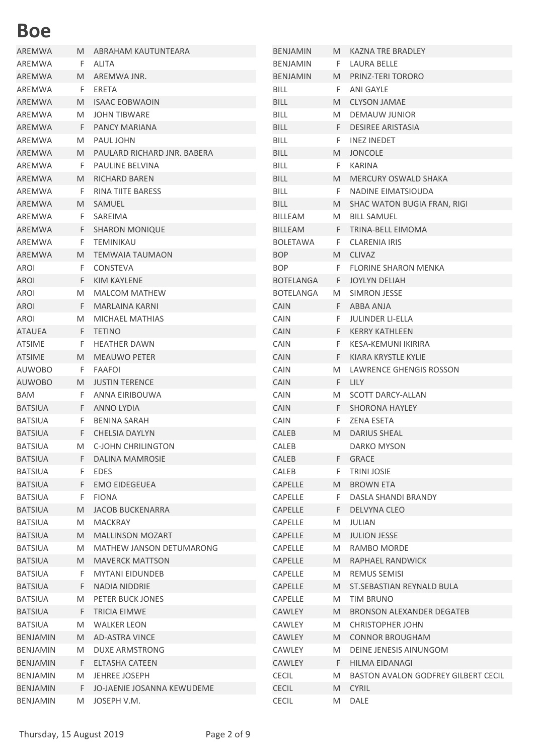# Boe

| Surname | Sex | Given names |
|---|---|---|
| AREMWA | M | ABRAHAM KAUTUNTEARA |
| AREMWA | F | ALITA |
| AREMWA | M | AREMWA JNR. |
| AREMWA | F | ERETA |
| AREMWA | M | ISAAC EOBWAOIN |
| AREMWA | M | JOHN TIBWARE |
| AREMWA | F | PANCY MARIANA |
| AREMWA | M | PAUL JOHN |
| AREMWA | M | PAULARD RICHARD JNR. BABERA |
| AREMWA | F | PAULINE BELVINA |
| AREMWA | M | RICHARD BAREN |
| AREMWA | F | RINA TIITE BARESS |
| AREMWA | M | SAMUEL |
| AREMWA | F | SAREIMA |
| AREMWA | F | SHARON MONIQUE |
| AREMWA | F | TEMINIKAU |
| AREMWA | M | TEMWAIA TAUMAON |
| AROI | F | CONSTEVA |
| AROI | F | KIM KAYLENE |
| AROI | M | MALCOM MATHEW |
| AROI | F | MARLAINA KARNI |
| AROI | M | MICHAEL MATHIAS |
| ATAUEA | F | TETINO |
| ATSIME | F | HEATHER DAWN |
| ATSIME | M | MEAUWO PETER |
| AUWOBO | F | FAAFOI |
| AUWOBO | M | JUSTIN TERENCE |
| BAM | F | ANNA EIRIBOUWA |
| BATSIUA | F | ANNO LYDIA |
| BATSIUA | F | BENINA SARAH |
| BATSIUA | F | CHELSIA DAYLYN |
| BATSIUA | M | C-JOHN CHRILINGTON |
| BATSIUA | F | DALINA MAMROSIE |
| BATSIUA | F | EDES |
| BATSIUA | F | EMO EIDEGEUEA |
| BATSIUA | F | FIONA |
| BATSIUA | M | JACOB BUCKENARRA |
| BATSIUA | M | MACKRAY |
| BATSIUA | M | MALLINSON MOZART |
| BATSIUA | M | MATHEW JANSON DETUMARONG |
| BATSIUA | M | MAVERCK MATTSON |
| BATSIUA | F | MYTANI EIDUNDEB |
| BATSIUA | F | NADIA NIDDRIE |
| BATSIUA | M | PETER BUCK JONES |
| BATSIUA | F | TRICIA EIMWE |
| BATSIUA | M | WALKER LEON |
| BENJAMIN | M | AD-ASTRA VINCE |
| BENJAMIN | M | DUXE ARMSTRONG |
| BENJAMIN | F | ELTASHA CATEEN |
| BENJAMIN | M | JEHREE JOSEPH |
| BENJAMIN | F | JO-JAENIE JOSANNA KEWUDEME |
| BENJAMIN | M | JOSEPH V.M. |
| BENJAMIN | M | KAZNA TRE BRADLEY |
| BENJAMIN | F | LAURA BELLE |
| BENJAMIN | M | PRINZ-TERI TORORO |
| BILL | F | ANI GAYLE |
| BILL | M | CLYSON JAMAE |
| BILL | M | DEMAUW JUNIOR |
| BILL | F | DESIREE ARISTASIA |
| BILL | F | INEZ INEDET |
| BILL | M | JONCOLE |
| BILL | F | KARINA |
| BILL | M | MERCURY OSWALD SHAKA |
| BILL | F | NADINE EIMATSIOUDA |
| BILL | M | SHAC WATON BUGIA FRAN, RIGI |
| BILLEAM | M | BILL SAMUEL |
| BILLEAM | F | TRINA-BELL EIMOMA |
| BOLETAWA | F | CLARENIA IRIS |
| BOP | M | CLIVAZ |
| BOP | F | FLORINE SHARON MENKA |
| BOTELANGA | F | JOYLYN DELIAH |
| BOTELANGA | M | SIMRON JESSE |
| CAIN | F | ABBA ANJA |
| CAIN | F | JULINDER LI-ELLA |
| CAIN | F | KERRY KATHLEEN |
| CAIN | F | KESA-KEMUNI IKIRIRA |
| CAIN | F | KIARA KRYSTLE KYLIE |
| CAIN | M | LAWRENCE GHENGIS ROSSON |
| CAIN | F | LILY |
| CAIN | M | SCOTT DARCY-ALLAN |
| CAIN | F | SHORONA HAYLEY |
| CAIN | F | ZENA ESETA |
| CALEB | M | DARIUS SHEAL |
| CALEB | | DARKO MYSON |
| CALEB | F | GRACE |
| CALEB | F | TRINI JOSIE |
| CAPELLE | M | BROWN ETA |
| CAPELLE | F | DASLA SHANDI BRANDY |
| CAPELLE | F | DELVYNA CLEO |
| CAPELLE | M | JULIAN |
| CAPELLE | M | JULION JESSE |
| CAPELLE | M | RAMBO MORDE |
| CAPELLE | M | RAPHAEL RANDWICK |
| CAPELLE | M | REMUS SEMISI |
| CAPELLE | M | ST.SEBASTIAN REYNALD BULA |
| CAPELLE | M | TIM BRUNO |
| CAWLEY | M | BRONSON ALEXANDER DEGATEB |
| CAWLEY | M | CHRISTOPHER JOHN |
| CAWLEY | M | CONNOR BROUGHAM |
| CAWLEY | M | DEINE JENESIS AINUNGOM |
| CAWLEY | F | HILMA EIDANAGI |
| CECIL | M | BASTON AVALON GODFREY GILBERT CECIL |
| CECIL | M | CYRIL |
| CECIL | M | DALE |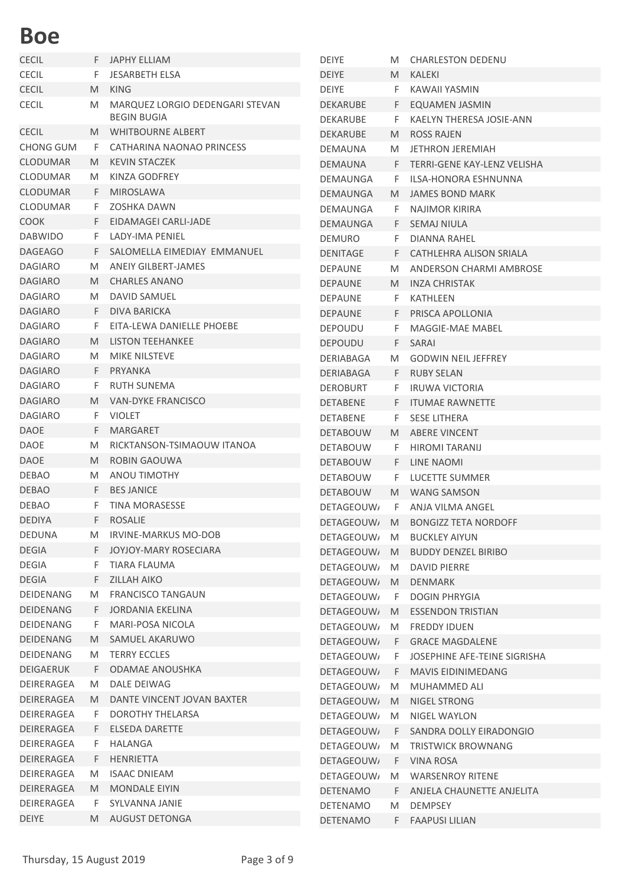# Boe

| | | |
|---|---|---|
| CECIL | F | JAPHY ELLIAM |
| CECIL | F | JESARBETH ELSA |
| CECIL | M | KING |
| CECIL | M | MARQUEZ LORGIO DEDENGARI STEVAN BEGIN BUGIA |
| CECIL | M | WHITBOURNE ALBERT |
| CHONG GUM | F | CATHARINA NAONAO PRINCESS |
| CLODUMAR | M | KEVIN STACZEK |
| CLODUMAR | M | KINZA GODFREY |
| CLODUMAR | F | MIROSLAWA |
| CLODUMAR | F | ZOSHKA DAWN |
| COOK | F | EIDAMAGEI CARLI-JADE |
| DABWIDO | F | LADY-IMA PENIEL |
| DAGEAGO | F | SALOMELLA EIMEDIAY EMMANUEL |
| DAGIARO | M | ANEIY GILBERT-JAMES |
| DAGIARO | M | CHARLES ANANO |
| DAGIARO | M | DAVID SAMUEL |
| DAGIARO | F | DIVA BARICKA |
| DAGIARO | F | EITA-LEWA DANIELLE PHOEBE |
| DAGIARO | M | LISTON TEEHANKEE |
| DAGIARO | M | MIKE NILSTEVE |
| DAGIARO | F | PRYANKA |
| DAGIARO | F | RUTH SUNEMA |
| DAGIARO | M | VAN-DYKE FRANCISCO |
| DAGIARO | F | VIOLET |
| DAOE | F | MARGARET |
| DAOE | M | RICKTANSON-TSIMAOUW ITANOA |
| DAOE | M | ROBIN GAOUWA |
| DEBAO | M | ANOU TIMOTHY |
| DEBAO | F | BES JANICE |
| DEBAO | F | TINA MORASESSE |
| DEDIYA | F | ROSALIE |
| DEDUNA | M | IRVINE-MARKUS MO-DOB |
| DEGIA | F | JOYJOY-MARY ROSECIARA |
| DEGIA | F | TIARA FLAUMA |
| DEGIA | F | ZILLAH AIKO |
| DEIDENANG | M | FRANCISCO TANGAUN |
| DEIDENANG | F | JORDANIA EKELINA |
| DEIDENANG | F | MARI-POSA NICOLA |
| DEIDENANG | M | SAMUEL AKARUWO |
| DEIDENANG | M | TERRY ECCLES |
| DEIGAERUK | F | ODAMAE ANOUSHKA |
| DEIRERAGEA | M | DALE DEIWAG |
| DEIRERAGEA | M | DANTE VINCENT JOVAN BAXTER |
| DEIRERAGEA | F | DOROTHY THELARSA |
| DEIRERAGEA | F | ELSEDA DARETTE |
| DEIRERAGEA | F | HALANGA |
| DEIRERAGEA | F | HENRIETTA |
| DEIRERAGEA | M | ISAAC DNIEAM |
| DEIRERAGEA | M | MONDALE EIYIN |
| DEIRERAGEA | F | SYLVANNA JANIE |
| DEIYE | M | AUGUST DETONGA |
| DEIYE | M | CHARLESTON DEDENU |
| DEIYE | M | KALEKI |
| DEIYE | F | KAWAII YASMIN |
| DEKARUBE | F | EQUAMEN JASMIN |
| DEKARUBE | F | KAELYN THERESA JOSIE-ANN |
| DEKARUBE | M | ROSS RAJEN |
| DEMAUNA | M | JETHRON JEREMIAH |
| DEMAUNA | F | TERRI-GENE KAY-LENZ VELISHA |
| DEMAUNGA | F | ILSA-HONORA ESHNUNNA |
| DEMAUNGA | M | JAMES BOND MARK |
| DEMAUNGA | F | NAJIMOR KIRIRA |
| DEMAUNGA | F | SEMAJ NIULA |
| DEMURO | F | DIANNA RAHEL |
| DENITAGE | F | CATHLEHRA ALISON SRIALA |
| DEPAUNE | M | ANDERSON CHARMI AMBROSE |
| DEPAUNE | M | INZA CHRISTAK |
| DEPAUNE | F | KATHLEEN |
| DEPAUNE | F | PRISCA APOLLONIA |
| DEPOUDU | F | MAGGIE-MAE MABEL |
| DEPOUDU | F | SARAI |
| DERIABAGA | M | GODWIN NEIL JEFFREY |
| DERIABAGA | F | RUBY SELAN |
| DEROBURT | F | IRUWA VICTORIA |
| DETABENE | F | ITUMAE RAWNETTE |
| DETABENE | F | SESE LITHERA |
| DETABOUW | M | ABERE VINCENT |
| DETABOUW | F | HIROMI TARANIJ |
| DETABOUW | F | LINE NAOMI |
| DETABOUW | F | LUCETTE SUMMER |
| DETABOUW | M | WANG SAMSON |
| DETAGEOUW/ | F | ANJA VILMA ANGEL |
| DETAGEOUW/ | M | BONGIZZ TETA NORDOFF |
| DETAGEOUW/ | M | BUCKLEY AIYUN |
| DETAGEOUW/ | M | BUDDY DENZEL BIRIBO |
| DETAGEOUW/ | M | DAVID PIERRE |
| DETAGEOUW/ | M | DENMARK |
| DETAGEOUW/ | F | DOGIN PHRYGIA |
| DETAGEOUW/ | M | ESSENDON TRISTIAN |
| DETAGEOUW/ | M | FREDDY IDUEN |
| DETAGEOUW/ | F | GRACE MAGDALENE |
| DETAGEOUW/ | F | JOSEPHINE AFE-TEINE SIGRISHA |
| DETAGEOUW/ | F | MAVIS EIDINIMEDANG |
| DETAGEOUW/ | M | MUHAMMED ALI |
| DETAGEOUW/ | M | NIGEL STRONG |
| DETAGEOUW/ | M | NIGEL WAYLON |
| DETAGEOUW/ | F | SANDRA DOLLY EIRADONGIO |
| DETAGEOUW/ | M | TRISTWICK BROWNANG |
| DETAGEOUW/ | F | VINA ROSA |
| DETAGEOUW/ | M | WARSENROY RITENE |
| DETENAMO | F | ANJELA CHAUNETTE ANJELITA |
| DETENAMO | M | DEMPSEY |
| DETENAMO | F | FAAPUSI LILIAN |

Thursday, 15 August 2019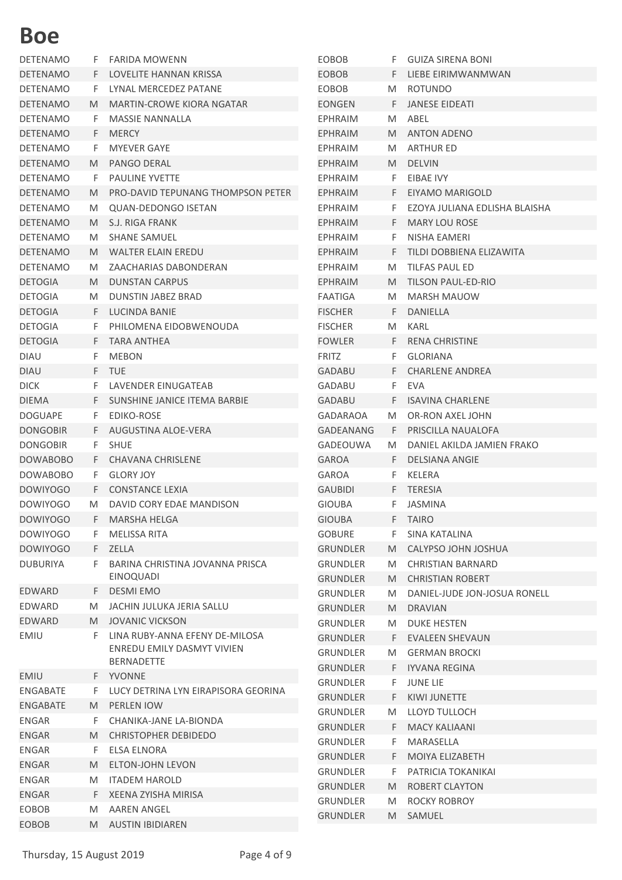# Boe

| Surname | Sex | Given Names |
|---|---|---|
| DETENAMO | F | FARIDA MOWENN |
| DETENAMO | F | LOVELITE HANNAN KRISSA |
| DETENAMO | F | LYNAL MERCEDEZ PATANE |
| DETENAMO | M | MARTIN-CROWE KIORA NGATAR |
| DETENAMO | F | MASSIE NANNALLA |
| DETENAMO | F | MERCY |
| DETENAMO | F | MYEVER GAYE |
| DETENAMO | M | PANGO DERAL |
| DETENAMO | F | PAULINE YVETTE |
| DETENAMO | M | PRO-DAVID TEPUNANG THOMPSON PETER |
| DETENAMO | M | QUAN-DEDONGO ISETAN |
| DETENAMO | M | S.J. RIGA FRANK |
| DETENAMO | M | SHANE SAMUEL |
| DETENAMO | M | WALTER ELAIN EREDU |
| DETENAMO | M | ZAACHARIAS DABONDERAN |
| DETOGIA | M | DUNSTAN CARPUS |
| DETOGIA | M | DUNSTIN JABEZ BRAD |
| DETOGIA | F | LUCINDA BANIE |
| DETOGIA | F | PHILOMENA EIDOBWENOUDA |
| DETOGIA | F | TARA ANTHEA |
| DIAU | F | MEBON |
| DIAU | F | TUE |
| DICK | F | LAVENDER EINUGATEAB |
| DIEMA | F | SUNSHINE JANICE ITEMA BARBIE |
| DOGUAPE | F | EDIKO-ROSE |
| DONGOBIR | F | AUGUSTINA ALOE-VERA |
| DONGOBIR | F | SHUE |
| DOWABOBO | F | CHAVANA CHRISLENE |
| DOWABOBO | F | GLORY JOY |
| DOWIYOGO | F | CONSTANCE LEXIA |
| DOWIYOGO | M | DAVID CORY EDAE MANDISON |
| DOWIYOGO | F | MARSHA HELGA |
| DOWIYOGO | F | MELISSA RITA |
| DOWIYOGO | F | ZELLA |
| DUBURIYA | F | BARINA CHRISTINA JOVANNA PRISCA EINOQUADI |
| EDWARD | F | DESMI EMO |
| EDWARD | M | JACHIN JULUKA JERIA SALLU |
| EDWARD | M | JOVANIC VICKSON |
| EMIU | F | LINA RUBY-ANNA EFENY DE-MILOSA ENREDU EMILY DASMYT VIVIEN BERNADETTE |
| EMIU | F | YVONNE |
| ENGABATE | F | LUCY DETRINA LYN EIRAPISORA GEORINA |
| ENGABATE | M | PERLEN IOW |
| ENGAR | F | CHANIKA-JANE LA-BIONDA |
| ENGAR | M | CHRISTOPHER DEBIDEDO |
| ENGAR | F | ELSA ELNORA |
| ENGAR | M | ELTON-JOHN LEVON |
| ENGAR | M | ITADEM HAROLD |
| ENGAR | F | XEENA ZYISHA MIRISA |
| EOBOB | M | AAREN ANGEL |
| EOBOB | M | AUSTIN IBIDIAREN |
| EOBOB | F | GUIZA SIRENA BONI |
| EOBOB | F | LIEBE EIRIMWANMWAN |
| EOBOB | M | ROTUNDO |
| EONGEN | F | JANESE EIDEATI |
| EPHRAIM | M | ABEL |
| EPHRAIM | M | ANTON ADENO |
| EPHRAIM | M | ARTHUR ED |
| EPHRAIM | M | DELVIN |
| EPHRAIM | F | EIBAE IVY |
| EPHRAIM | F | EIYAMO MARIGOLD |
| EPHRAIM | F | EZOYA JULIANA EDLISHA BLAISHA |
| EPHRAIM | F | MARY LOU ROSE |
| EPHRAIM | F | NISHA EAMERI |
| EPHRAIM | F | TILDI DOBBIENA ELIZAWITA |
| EPHRAIM | M | TILFAS PAUL ED |
| EPHRAIM | M | TILSON PAUL-ED-RIO |
| FAATIGA | M | MARSH MAUOW |
| FISCHER | F | DANIELLA |
| FISCHER | M | KARL |
| FOWLER | F | RENA CHRISTINE |
| FRITZ | F | GLORIANA |
| GADABU | F | CHARLENE ANDREA |
| GADABU | F | EVA |
| GADABU | F | ISAVINA CHARLENE |
| GADARAOA | M | OR-RON AXEL JOHN |
| GADEANANG | F | PRISCILLA NAUALOFA |
| GADEOUWA | M | DANIEL AKILDA JAMIEN FRAKO |
| GAROA | F | DELSIANA ANGIE |
| GAROA | F | KELERA |
| GAUBIDI | F | TERESIA |
| GIOUBA | F | JASMINA |
| GIOUBA | F | TAIRO |
| GOBURE | F | SINA KATALINA |
| GRUNDLER | M | CALYPSO JOHN JOSHUA |
| GRUNDLER | M | CHRISTIAN BARNARD |
| GRUNDLER | M | CHRISTIAN ROBERT |
| GRUNDLER | M | DANIEL-JUDE JON-JOSUA RONELL |
| GRUNDLER | M | DRAVIAN |
| GRUNDLER | M | DUKE HESTEN |
| GRUNDLER | F | EVALEEN SHEVAUN |
| GRUNDLER | M | GERMAN BROCKI |
| GRUNDLER | F | IYVANA REGINA |
| GRUNDLER | F | JUNE LIE |
| GRUNDLER | F | KIWI JUNETTE |
| GRUNDLER | M | LLOYD TULLOCH |
| GRUNDLER | F | MACY KALIAANI |
| GRUNDLER | F | MARASELLA |
| GRUNDLER | F | MOIYA ELIZABETH |
| GRUNDLER | F | PATRICIA TOKANIKAI |
| GRUNDLER | M | ROBERT CLAYTON |
| GRUNDLER | M | ROCKY ROBROY |
| GRUNDLER | M | SAMUEL |

Thursday, 15 August 2019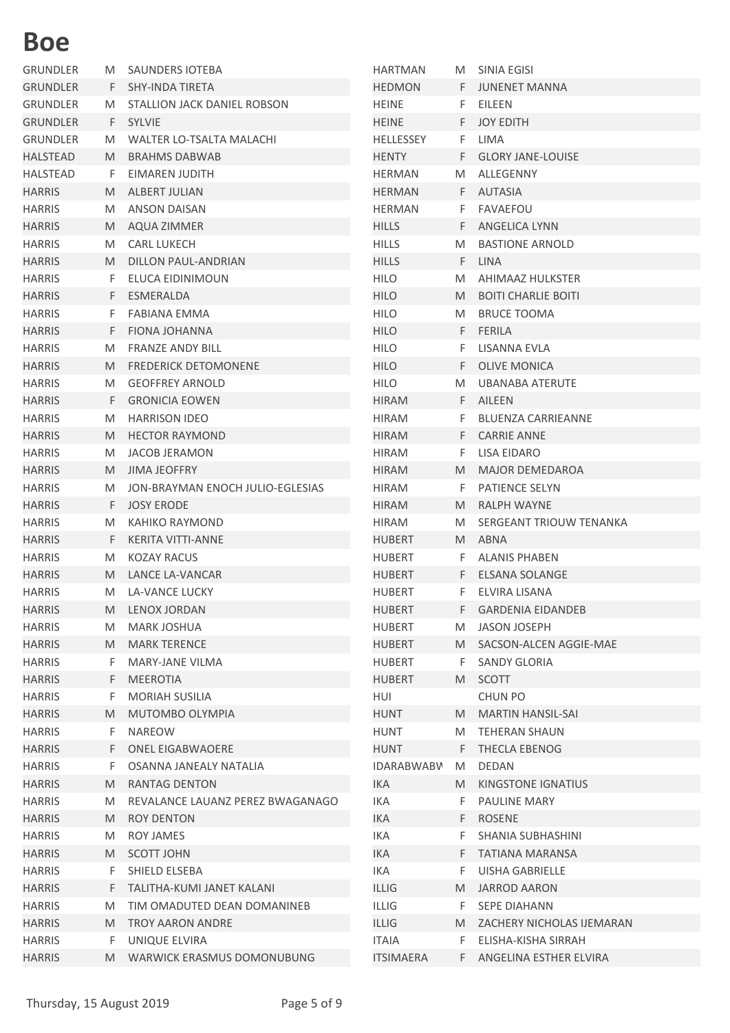# Boe

| Surname | Sex | Given Names |
|---|---|---|
| GRUNDLER | M | SAUNDERS IOTEBA |
| GRUNDLER | F | SHY-INDA TIRETA |
| GRUNDLER | M | STALLION JACK DANIEL ROBSON |
| GRUNDLER | F | SYLVIE |
| GRUNDLER | M | WALTER LO-TSALTA MALACHI |
| HALSTEAD | M | BRAHMS DABWAB |
| HALSTEAD | F | EIMAREN JUDITH |
| HARRIS | M | ALBERT JULIAN |
| HARRIS | M | ANSON DAISAN |
| HARRIS | M | AQUA ZIMMER |
| HARRIS | M | CARL LUKECH |
| HARRIS | M | DILLON PAUL-ANDRIAN |
| HARRIS | F | ELUCA EIDINIMOUN |
| HARRIS | F | ESMERALDA |
| HARRIS | F | FABIANA EMMA |
| HARRIS | F | FIONA JOHANNA |
| HARRIS | M | FRANZE ANDY BILL |
| HARRIS | M | FREDERICK DETOMONENE |
| HARRIS | M | GEOFFREY ARNOLD |
| HARRIS | F | GRONICIA EOWEN |
| HARRIS | M | HARRISON IDEO |
| HARRIS | M | HECTOR RAYMOND |
| HARRIS | M | JACOB JERAMON |
| HARRIS | M | JIMA JEOFFRY |
| HARRIS | M | JON-BRAYMAN ENOCH JULIO-EGLESIAS |
| HARRIS | F | JOSY ERODE |
| HARRIS | M | KAHIKO RAYMOND |
| HARRIS | F | KERITA VITTI-ANNE |
| HARRIS | M | KOZAY RACUS |
| HARRIS | M | LANCE LA-VANCAR |
| HARRIS | M | LA-VANCE LUCKY |
| HARRIS | M | LENOX JORDAN |
| HARRIS | M | MARK JOSHUA |
| HARRIS | M | MARK TERENCE |
| HARRIS | F | MARY-JANE VILMA |
| HARRIS | F | MEEROTIA |
| HARRIS | F | MORIAH SUSILIA |
| HARRIS | M | MUTOMBO OLYMPIA |
| HARRIS | F | NAREOW |
| HARRIS | F | ONEL EIGABWAOERE |
| HARRIS | F | OSANNA JANEALY NATALIA |
| HARRIS | M | RANTAG DENTON |
| HARRIS | M | REVALANCE LAUANZ PEREZ BWAGANAGO |
| HARRIS | M | ROY DENTON |
| HARRIS | M | ROY JAMES |
| HARRIS | M | SCOTT JOHN |
| HARRIS | F | SHIELD ELSEBA |
| HARRIS | F | TALITHA-KUMI JANET KALANI |
| HARRIS | M | TIM OMADUTED DEAN DOMANINEB |
| HARRIS | M | TROY AARON ANDRE |
| HARRIS | F | UNIQUE ELVIRA |
| HARRIS | M | WARWICK ERASMUS DOMONUBUNG |
| HARTMAN | M | SINIA EGISI |
| HEDMON | F | JUNENET MANNA |
| HEINE | F | EILEEN |
| HEINE | F | JOY EDITH |
| HELLESSEY | F | LIMA |
| HENTY | F | GLORY JANE-LOUISE |
| HERMAN | M | ALLEGENNY |
| HERMAN | F | AUTASIA |
| HERMAN | F | FAVAEFOU |
| HILLS | F | ANGELICA LYNN |
| HILLS | M | BASTIONE ARNOLD |
| HILLS | F | LINA |
| HILO | M | AHIMAAZ HULKSTER |
| HILO | M | BOITI CHARLIE BOITI |
| HILO | M | BRUCE TOOMA |
| HILO | F | FERILA |
| HILO | F | LISANNA EVLA |
| HILO | F | OLIVE MONICA |
| HILO | M | UBANABA ATERUTE |
| HIRAM | F | AILEEN |
| HIRAM | F | BLUENZA CARRIEANNE |
| HIRAM | F | CARRIE ANNE |
| HIRAM | F | LISA EIDARO |
| HIRAM | M | MAJOR DEMEDAROA |
| HIRAM | F | PATIENCE SELYN |
| HIRAM | M | RALPH WAYNE |
| HIRAM | M | SERGEANT TRIOUW TENANKA |
| HUBERT | M | ABNA |
| HUBERT | F | ALANIS PHABEN |
| HUBERT | F | ELSANA SOLANGE |
| HUBERT | F | ELVIRA LISANA |
| HUBERT | F | GARDENIA EIDANDEB |
| HUBERT | M | JASON JOSEPH |
| HUBERT | M | SACSON-ALCEN AGGIE-MAE |
| HUBERT | F | SANDY GLORIA |
| HUBERT | M | SCOTT |
| HUI | | CHUN PO |
| HUNT | M | MARTIN HANSIL-SAI |
| HUNT | M | TEHERAN SHAUN |
| HUNT | F | THECLA EBENOG |
| IDARABWABW | M | DEDAN |
| IKA | M | KINGSTONE IGNATIUS |
| IKA | F | PAULINE MARY |
| IKA | F | ROSENE |
| IKA | F | SHANIA SUBHASHINI |
| IKA | F | TATIANA MARANSA |
| IKA | F | UISHA GABRIELLE |
| ILLIG | M | JARROD AARON |
| ILLIG | F | SEPE DIAHANN |
| ILLIG | M | ZACHERY NICHOLAS IJEMARAN |
| ITAIA | F | ELISHA-KISHA SIRRAH |
| ITSIMAERA | F | ANGELINA ESTHER ELVIRA |

Thursday, 15 August 2019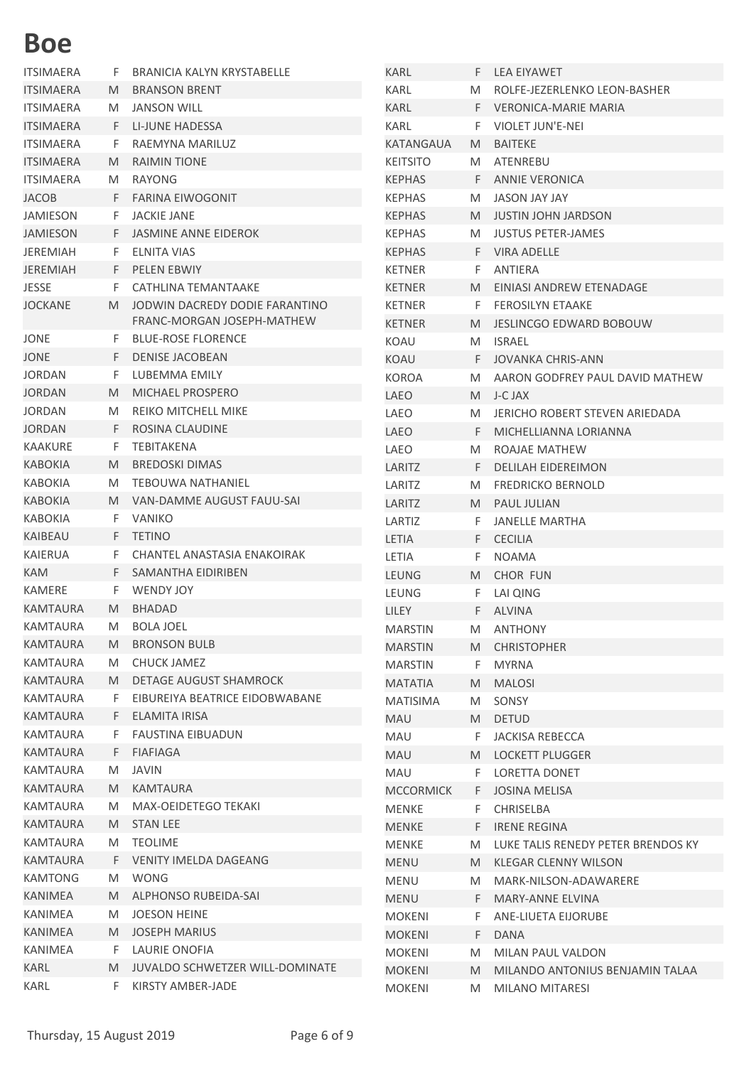# Boe

| Surname | Sex | Given Names |
|---|---|---|
| ITSIMAERA | F | BRANICIA KALYN KRYSTABELLE |
| ITSIMAERA | M | BRANSON BRENT |
| ITSIMAERA | M | JANSON WILL |
| ITSIMAERA | F | LI-JUNE HADESSA |
| ITSIMAERA | F | RAEMYNA MARILUZ |
| ITSIMAERA | M | RAIMIN TIONE |
| ITSIMAERA | M | RAYONG |
| JACOB | F | FARINA EIWOGONIT |
| JAMIESON | F | JACKIE JANE |
| JAMIESON | F | JASMINE ANNE EIDEROK |
| JEREMIAH | F | ELNITA VIAS |
| JEREMIAH | F | PELEN EBWIY |
| JESSE | F | CATHLINA TEMANTAAKE |
| JOCKANE | M | JODWIN DACREDY DODIE FARANTINO FRANC-MORGAN JOSEPH-MATHEW |
| JONE | F | BLUE-ROSE FLORENCE |
| JONE | F | DENISE JACOBEAN |
| JORDAN | F | LUBEMMA EMILY |
| JORDAN | M | MICHAEL PROSPERO |
| JORDAN | M | REIKO MITCHELL MIKE |
| JORDAN | F | ROSINA CLAUDINE |
| KAAKURE | F | TEBITAKENA |
| KABOKIA | M | BREDOSKI DIMAS |
| KABOKIA | M | TEBOUWA NATHANIEL |
| KABOKIA | M | VAN-DAMME AUGUST FAUU-SAI |
| KABOKIA | F | VANIKO |
| KAIBEAU | F | TETINO |
| KAIERUA | F | CHANTEL ANASTASIA ENAKOIRAK |
| KAM | F | SAMANTHA EIDIRIBEN |
| KAMERE | F | WENDY JOY |
| KAMTAURA | M | BHADAD |
| KAMTAURA | M | BOLA JOEL |
| KAMTAURA | M | BRONSON BULB |
| KAMTAURA | M | CHUCK JAMEZ |
| KAMTAURA | M | DETAGE AUGUST SHAMROCK |
| KAMTAURA | F | EIBUREIYA BEATRICE EIDOBWABANE |
| KAMTAURA | F | ELAMITA IRISA |
| KAMTAURA | F | FAUSTINA EIBUADUN |
| KAMTAURA | F | FIAFIAGA |
| KAMTAURA | M | JAVIN |
| KAMTAURA | M | KAMTAURA |
| KAMTAURA | M | MAX-OEIDETEGO TEKAKI |
| KAMTAURA | M | STAN LEE |
| KAMTAURA | M | TEOLIME |
| KAMTAURA | F | VENITY IMELDA DAGEANG |
| KAMTONG | M | WONG |
| KANIMEA | M | ALPHONSO RUBEIDA-SAI |
| KANIMEA | M | JOESON HEINE |
| KANIMEA | M | JOSEPH MARIUS |
| KANIMEA | F | LAURIE ONOFIA |
| KARL | M | JUVALDO SCHWETZER WILL-DOMINATE |
| KARL | F | KIRSTY AMBER-JADE |
| KARL | F | LEA EIYAWET |
| KARL | M | ROLFE-JEZERLENKO LEON-BASHER |
| KARL | F | VERONICA-MARIE MARIA |
| KARL | F | VIOLET JUN'E-NEI |
| KATANGAUA | M | BAITEKE |
| KEITSITO | M | ATENREBU |
| KEPHAS | F | ANNIE VERONICA |
| KEPHAS | M | JASON JAY JAY |
| KEPHAS | M | JUSTIN JOHN JARDSON |
| KEPHAS | M | JUSTUS PETER-JAMES |
| KEPHAS | F | VIRA ADELLE |
| KETNER | F | ANTIERA |
| KETNER | M | EINIASI ANDREW ETENADAGE |
| KETNER | F | FEROSILYN ETAAKE |
| KETNER | M | JESLINCGO EDWARD BOBOUW |
| KOAU | M | ISRAEL |
| KOAU | F | JOVANKA CHRIS-ANN |
| KOROA | M | AARON GODFREY PAUL DAVID MATHEW |
| LAEO | M | J-C JAX |
| LAEO | M | JERICHO ROBERT STEVEN ARIEDADA |
| LAEO | F | MICHELLIANNA LORIANNA |
| LAEO | M | ROAJAE MATHEW |
| LARITZ | F | DELILAH EIDEREIMON |
| LARITZ | M | FREDRICKO BERNOLD |
| LARITZ | M | PAUL JULIAN |
| LARTIZ | F | JANELLE MARTHA |
| LETIA | F | CECILIA |
| LETIA | F | NOAMA |
| LEUNG | M | CHOR FUN |
| LEUNG | F | LAI QING |
| LILEY | F | ALVINA |
| MARSTIN | M | ANTHONY |
| MARSTIN | M | CHRISTOPHER |
| MARSTIN | F | MYRNA |
| MATATIA | M | MALOSI |
| MATISIMA | M | SONSY |
| MAU | M | DETUD |
| MAU | F | JACKISA REBECCA |
| MAU | M | LOCKETT PLUGGER |
| MAU | F | LORETTA DONET |
| MCCORMICK | F | JOSINA MELISA |
| MENKE | F | CHRISELBA |
| MENKE | F | IRENE REGINA |
| MENKE | M | LUKE TALIS RENEDY PETER BRENDOS KY |
| MENU | M | KLEGAR CLENNY WILSON |
| MENU | M | MARK-NILSON-ADAWARERE |
| MENU | F | MARY-ANNE ELVINA |
| MOKENI | F | ANE-LIUETA EIJORUBE |
| MOKENI | F | DANA |
| MOKENI | M | MILAN PAUL VALDON |
| MOKENI | M | MILANDO ANTONIUS BENJAMIN TALAA |
| MOKENI | M | MILANO MITARESI |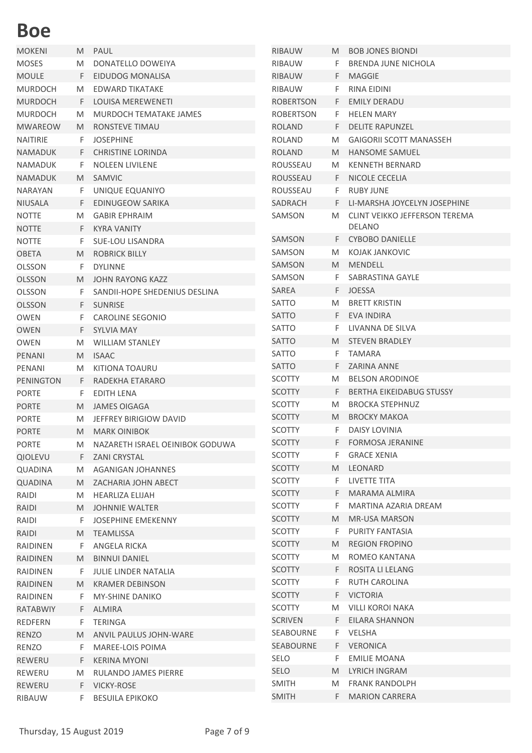# Boe

| Surname | Sex | Given Names |
|---|---|---|
| MOKENI | M | PAUL |
| MOSES | M | DONATELLO DOWEIYA |
| MOULE | F | EIDUDOG MONALISA |
| MURDOCH | M | EDWARD TIKATAKE |
| MURDOCH | F | LOUISA MEREWENETI |
| MURDOCH | M | MURDOCH TEMATAKE JAMES |
| MWAREOW | M | RONSTEVE TIMAU |
| NAITIRIE | F | JOSEPHINE |
| NAMADUK | F | CHRISTINE LORINDA |
| NAMADUK | F | NOLEEN LIVILENE |
| NAMADUK | M | SAMVIC |
| NARAYAN | F | UNIQUE EQUANIYO |
| NIUSALA | F | EDINUGEOW SARIKA |
| NOTTE | M | GABIR EPHRAIM |
| NOTTE | F | KYRA VANITY |
| NOTTE | F | SUE-LOU LISANDRA |
| OBETA | M | ROBRICK BILLY |
| OLSSON | F | DYLINNE |
| OLSSON | M | JOHN RAYONG KAZZ |
| OLSSON | F | SANDII-HOPE SHEDENIUS DESLINA |
| OLSSON | F | SUNRISE |
| OWEN | F | CAROLINE SEGONIO |
| OWEN | F | SYLVIA MAY |
| OWEN | M | WILLIAM STANLEY |
| PENANI | M | ISAAC |
| PENANI | M | KITIONA TOAURU |
| PENINGTON | F | RADEKHA ETARARO |
| PORTE | F | EDITH LENA |
| PORTE | M | JAMES OIGAGA |
| PORTE | M | JEFFREY BIRIGIOW DAVID |
| PORTE | M | MARK OINIBOK |
| PORTE | M | NAZARETH ISRAEL OEINIBOK GODUWA |
| QIOLEVU | F | ZANI CRYSTAL |
| QUADINA | M | AGANIGAN JOHANNES |
| QUADINA | M | ZACHARIA JOHN ABECT |
| RAIDI | M | HEARLIZA ELIJAH |
| RAIDI | M | JOHNNIE WALTER |
| RAIDI | F | JOSEPHINE EMEKENNY |
| RAIDI | M | TEAMLISSA |
| RAIDINEN | F | ANGELA RICKA |
| RAIDINEN | M | BINNUI DANIEL |
| RAIDINEN | F | JULIE LINDER NATALIA |
| RAIDINEN | M | KRAMER DEBINSON |
| RAIDINEN | F | MY-SHINE DANIKO |
| RATABWIY | F | ALMIRA |
| REDFERN | F | TERINGA |
| RENZO | M | ANVIL PAULUS JOHN-WARE |
| RENZO | F | MAREE-LOIS POIMA |
| REWERU | F | KERINA MYONI |
| REWERU | M | RULANDO JAMES PIERRE |
| REWERU | F | VICKY-ROSE |
| RIBAUW | F | BESUILA EPIKOKO |
| RIBAUW | M | BOB JONES BIONDI |
| RIBAUW | F | BRENDA JUNE NICHOLA |
| RIBAUW | F | MAGGIE |
| RIBAUW | F | RINA EIDINI |
| ROBERTSON | F | EMILY DERADU |
| ROBERTSON | F | HELEN MARY |
| ROLAND | F | DELITE RAPUNZEL |
| ROLAND | M | GAIGORII SCOTT MANASSEH |
| ROLAND | M | HANSOME SAMUEL |
| ROUSSEAU | M | KENNETH BERNARD |
| ROUSSEAU | F | NICOLE CECELIA |
| ROUSSEAU | F | RUBY JUNE |
| SADRACH | F | LI-MARSHA JOYCELYN JOSEPHINE |
| SAMSON | M | CLINT VEIKKO JEFFERSON TEREMA DELANO |
| SAMSON | F | CYBOBO DANIELLE |
| SAMSON | M | KOJAK JANKOVIC |
| SAMSON | M | MENDELL |
| SAMSON | F | SABRASTINA GAYLE |
| SAREA | F | JOESSA |
| SATTO | M | BRETT KRISTIN |
| SATTO | F | EVA INDIRA |
| SATTO | F | LIVANNA DE SILVA |
| SATTO | M | STEVEN BRADLEY |
| SATTO | F | TAMARA |
| SATTO | F | ZARINA ANNE |
| SCOTTY | M | BELSON ARODINOE |
| SCOTTY | F | BERTHA EIKEIDABUG STUSSY |
| SCOTTY | M | BROCKA STEPHNUZ |
| SCOTTY | M | BROCKY MAKOA |
| SCOTTY | F | DAISY LOVINIA |
| SCOTTY | F | FORMOSA JERANINE |
| SCOTTY | F | GRACE XENIA |
| SCOTTY | M | LEONARD |
| SCOTTY | F | LIVETTE TITA |
| SCOTTY | F | MARAMA ALMIRA |
| SCOTTY | F | MARTINA AZARIA DREAM |
| SCOTTY | M | MR-USA MARSON |
| SCOTTY | F | PURITY FANTASIA |
| SCOTTY | M | REGION FROPINO |
| SCOTTY | M | ROMEO KANTANA |
| SCOTTY | F | ROSITA LI LELANG |
| SCOTTY | F | RUTH CAROLINA |
| SCOTTY | F | VICTORIA |
| SCOTTY | M | VILLI KOROI NAKA |
| SCRIVEN | F | EILARA SHANNON |
| SEABOURNE | F | VELSHA |
| SEABOURNE | F | VERONICA |
| SELO | F | EMILIE MOANA |
| SELO | M | LYRICH INGRAM |
| SMITH | M | FRANK RANDOLPH |
| SMITH | F | MARION CARRERA |

Thursday, 15 August 2019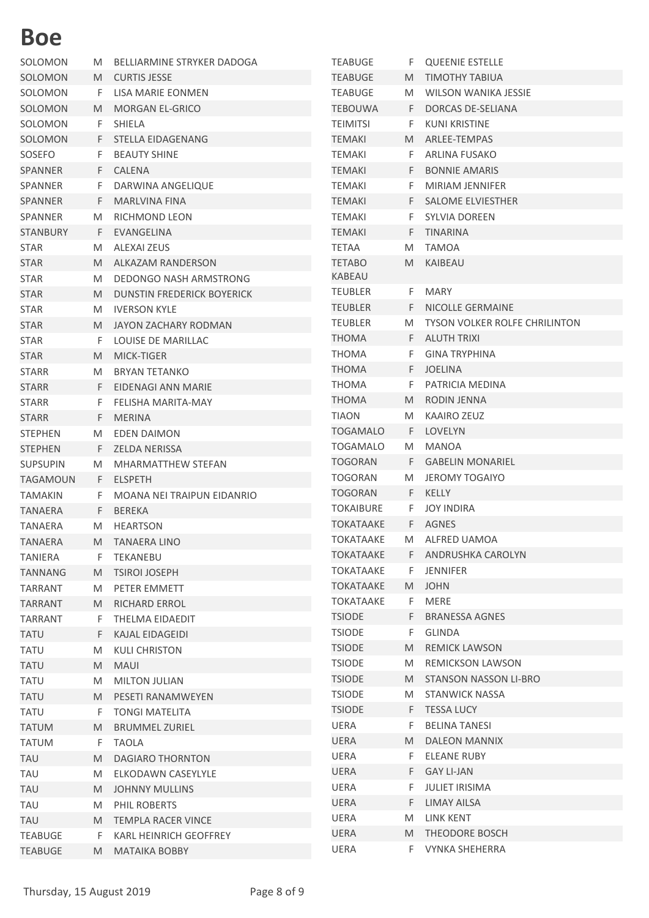# Boe

| Surname | Sex | Given Names |
|---|---|---|
| SOLOMON | M | BELLIARMINE STRYKER DADOGA |
| SOLOMON | M | CURTIS JESSE |
| SOLOMON | F | LISA MARIE EONMEN |
| SOLOMON | M | MORGAN EL-GRICO |
| SOLOMON | F | SHIELA |
| SOLOMON | F | STELLA EIDAGENANG |
| SOSEFO | F | BEAUTY SHINE |
| SPANNER | F | CALENA |
| SPANNER | F | DARWINA ANGELIQUE |
| SPANNER | F | MARLVINA FINA |
| SPANNER | M | RICHMOND LEON |
| STANBURY | F | EVANGELINA |
| STAR | M | ALEXAI ZEUS |
| STAR | M | ALKAZAM RANDERSON |
| STAR | M | DEDONGO NASH ARMSTRONG |
| STAR | M | DUNSTIN FREDERICK BOYERICK |
| STAR | M | IVERSON KYLE |
| STAR | M | JAYON ZACHARY RODMAN |
| STAR | F | LOUISE DE MARILLAC |
| STAR | M | MICK-TIGER |
| STARR | M | BRYAN TETANKO |
| STARR | F | EIDENAGI ANN MARIE |
| STARR | F | FELISHA MARITA-MAY |
| STARR | F | MERINA |
| STEPHEN | M | EDEN DAIMON |
| STEPHEN | F | ZELDA NERISSA |
| SUPSUPIN | M | MHARMATTHEW STEFAN |
| TAGAMOUN | F | ELSPETH |
| TAMAKIN | F | MOANA NEI TRAIPUN EIDANRIO |
| TANAERA | F | BEREKA |
| TANAERA | M | HEARTSON |
| TANAERA | M | TANAERA LINO |
| TANIERA | F | TEKANEBU |
| TANNANG | M | TSIROI JOSEPH |
| TARRANT | M | PETER EMMETT |
| TARRANT | M | RICHARD ERROL |
| TARRANT | F | THELMA EIDAEDIT |
| TATU | F | KAJAL EIDAGEIDI |
| TATU | M | KULI CHRISTON |
| TATU | M | MAUI |
| TATU | M | MILTON JULIAN |
| TATU | M | PESETI RANAMWEYEN |
| TATU | F | TONGI MATELITA |
| TATUM | M | BRUMMEL ZURIEL |
| TATUM | F | TAOLA |
| TAU | M | DAGIARO THORNTON |
| TAU | M | ELKODAWN CASEYLYLE |
| TAU | M | JOHNNY MULLINS |
| TAU | M | PHIL ROBERTS |
| TAU | M | TEMPLA RACER VINCE |
| TEABUGE | F | KARL HEINRICH GEOFFREY |
| TEABUGE | M | MATAIKA BOBBY |
| TEABUGE | F | QUEENIE ESTELLE |
| TEABUGE | M | TIMOTHY TABIUA |
| TEABUGE | M | WILSON WANIKA JESSIE |
| TEBOUWA | F | DORCAS DE-SELIANA |
| TEIMITSI | F | KUNI KRISTINE |
| TEMAKI | M | ARLEE-TEMPAS |
| TEMAKI | F | ARLINA FUSAKO |
| TEMAKI | F | BONNIE AMARIS |
| TEMAKI | F | MIRIAM JENNIFER |
| TEMAKI | F | SALOME ELVIESTHER |
| TEMAKI | F | SYLVIA DOREEN |
| TEMAKI | F | TINARINA |
| TETAA | M | TAMOA |
| TETABO KABEAU | M | KAIBEAU |
| TEUBLER | F | MARY |
| TEUBLER | F | NICOLLE GERMAINE |
| TEUBLER | M | TYSON VOLKER ROLFE CHRILINTON |
| THOMA | F | ALUTH TRIXI |
| THOMA | F | GINA TRYPHINA |
| THOMA | F | JOELINA |
| THOMA | F | PATRICIA MEDINA |
| THOMA | M | RODIN JENNA |
| TIAON | M | KAAIRO ZEUZ |
| TOGAMALO | F | LOVELYN |
| TOGAMALO | M | MANOA |
| TOGORAN | F | GABELIN MONARIEL |
| TOGORAN | M | JEROMY TOGAIYO |
| TOGORAN | F | KELLY |
| TOKAIBURE | F | JOY INDIRA |
| TOKATAAKE | F | AGNES |
| TOKATAAKE | M | ALFRED UAMOA |
| TOKATAAKE | F | ANDRUSHKA CAROLYN |
| TOKATAAKE | F | JENNIFER |
| TOKATAAKE | M | JOHN |
| TOKATAAKE | F | MERE |
| TSIODE | F | BRANESSA AGNES |
| TSIODE | F | GLINDA |
| TSIODE | M | REMICK LAWSON |
| TSIODE | M | REMICKSON LAWSON |
| TSIODE | M | STANSON NASSON LI-BRO |
| TSIODE | M | STANWICK NASSA |
| TSIODE | F | TESSA LUCY |
| UERA | F | BELINA TANESI |
| UERA | M | DALEON MANNIX |
| UERA | F | ELEANE RUBY |
| UERA | F | GAY LI-JAN |
| UERA | F | JULIET IRISIMA |
| UERA | F | LIMAY AILSA |
| UERA | M | LINK KENT |
| UERA | M | THEODORE BOSCH |
| UERA | F | VYNKA SHEHERRA |

Thursday, 15 August 2019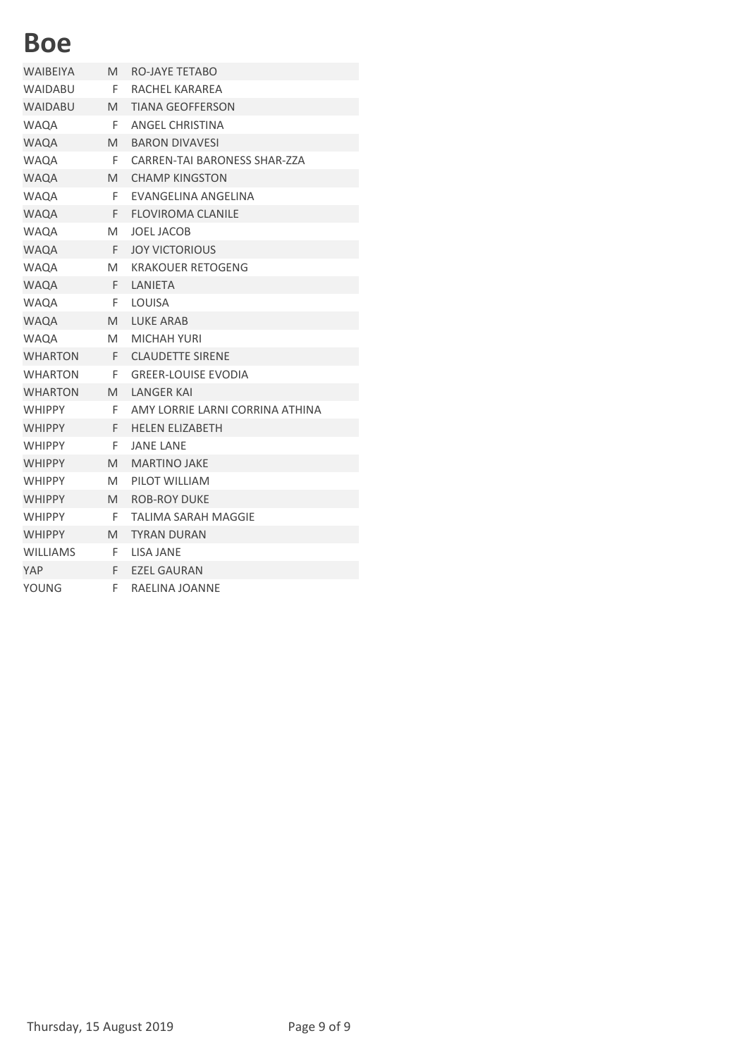# Boe

| | | |
|---|---|---|
| WAIBEIYA | M | RO-JAYE TETABO |
| WAIDABU | F | RACHEL KARAREA |
| WAIDABU | M | TIANA GEOFFERSON |
| WAQA | F | ANGEL CHRISTINA |
| WAQA | M | BARON DIVAVESI |
| WAQA | F | CARREN-TAI BARONESS SHAR-ZZA |
| WAQA | M | CHAMP KINGSTON |
| WAQA | F | EVANGELINA ANGELINA |
| WAQA | F | FLOVIROMA CLANILE |
| WAQA | M | JOEL JACOB |
| WAQA | F | JOY VICTORIOUS |
| WAQA | M | KRAKOUER RETOGENG |
| WAQA | F | LANIETA |
| WAQA | F | LOUISA |
| WAQA | M | LUKE ARAB |
| WAQA | M | MICHAH YURI |
| WHARTON | F | CLAUDETTE SIRENE |
| WHARTON | F | GREER-LOUISE EVODIA |
| WHARTON | M | LANGER KAI |
| WHIPPY | F | AMY LORRIE LARNI CORRINA ATHINA |
| WHIPPY | F | HELEN ELIZABETH |
| WHIPPY | F | JANE LANE |
| WHIPPY | M | MARTINO JAKE |
| WHIPPY | M | PILOT WILLIAM |
| WHIPPY | M | ROB-ROY DUKE |
| WHIPPY | F | TALIMA SARAH MAGGIE |
| WHIPPY | M | TYRAN DURAN |
| WILLIAMS | F | LISA JANE |
| YAP | F | EZEL GAURAN |
| YOUNG | F | RAELINA JOANNE |

Thursday, 15 August 2019